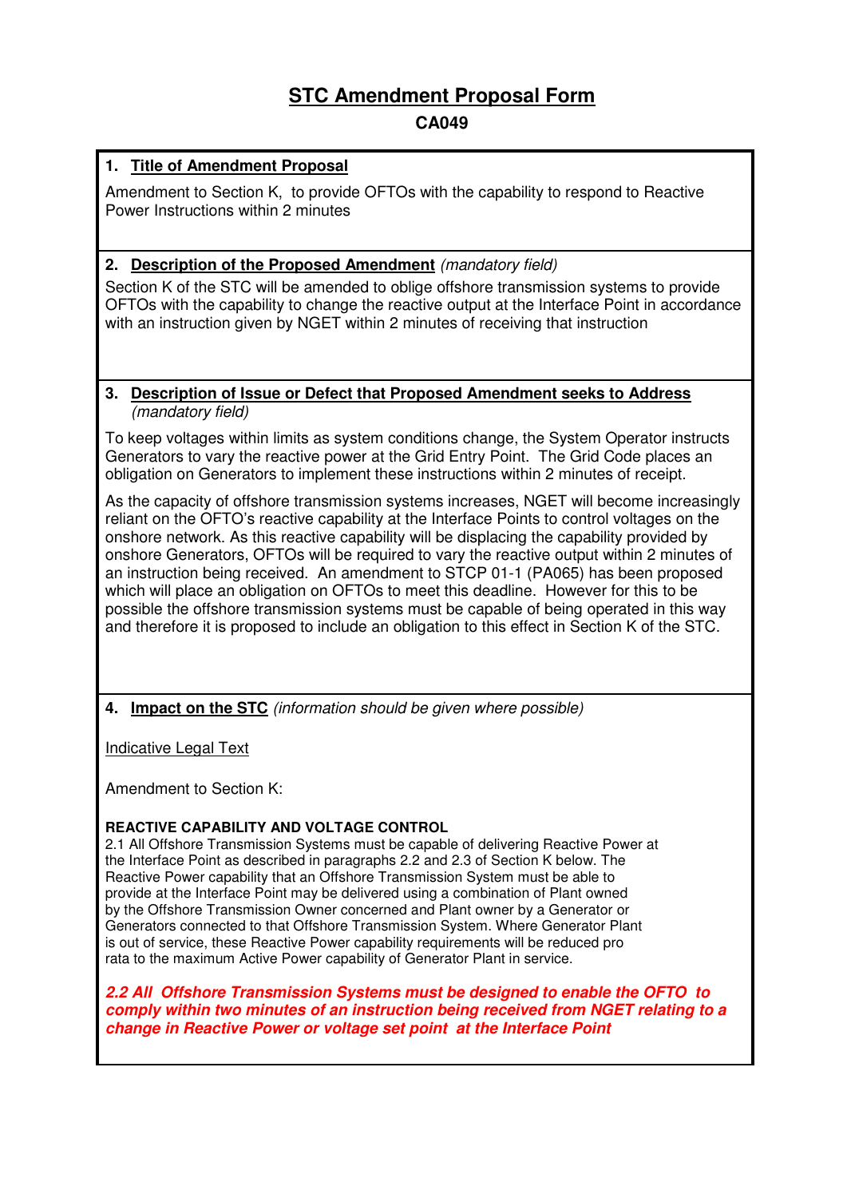# STC Amendment Proposal Form

**CA049**

## 1. Title of Amendment Proposal

Amendment to Section K,  to provide OFTOs with the capability to respond to Reactive Power Instructions within 2 minutes

## 2. Description of the Proposed Amendment *(mandatory field)*

Section K of the STC will be amended to oblige offshore transmission systems to provide OFTOs with the capability to change the reactive output at the Interface Point in accordance with an instruction given by NGET within 2 minutes of receiving that instruction

## 3. Description of Issue or Defect that Proposed Amendment seeks to Address *(mandatory field)*

To keep voltages within limits as system conditions change, the System Operator instructs Generators to vary the reactive power at the Grid Entry Point. The Grid Code places an obligation on Generators to implement these instructions within 2 minutes of receipt.

As the capacity of offshore transmission systems increases, NGET will become increasingly reliant on the OFTO's reactive capability at the Interface Points to control voltages on the onshore network. As this reactive capability will be displacing the capability provided by onshore Generators, OFTOs will be required to vary the reactive output within 2 minutes of an instruction being received. An amendment to STCP 01-1 (PA065) has been proposed which will place an obligation on OFTOs to meet this deadline. However for this to be possible the offshore transmission systems must be capable of being operated in this way and therefore it is proposed to include an obligation to this effect in Section K of the STC.

## 4. Impact on the STC *(information should be given where possible)*

Indicative Legal Text

Amendment to Section K:

**REACTIVE CAPABILITY AND VOLTAGE CONTROL**

2.1 All Offshore Transmission Systems must be capable of delivering Reactive Power at the Interface Point as described in paragraphs 2.2 and 2.3 of Section K below. The Reactive Power capability that an Offshore Transmission System must be able to provide at the Interface Point may be delivered using a combination of Plant owned by the Offshore Transmission Owner concerned and Plant owner by a Generator or Generators connected to that Offshore Transmission System. Where Generator Plant is out of service, these Reactive Power capability requirements will be reduced pro rata to the maximum Active Power capability of Generator Plant in service.

***2.2 All Offshore Transmission Systems must be designed to enable the OFTO to comply within two minutes of an instruction being received from NGET relating to a change in Reactive Power or voltage set point at the Interface Point***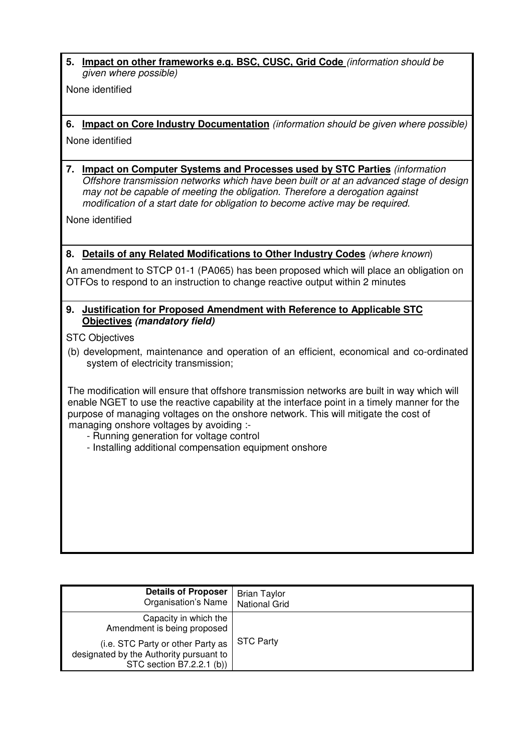**5. <u>Impact on other frameworks e.g. BSC, CUSC, Grid Code</u>** *(information should be given where possible)*

None identified

**6. <u>Impact on Core Industry Documentation</u>** *(information should be given where possible)*

None identified

**7. <u>Impact on Computer Systems and Processes used by STC Parties</u>** *(information Offshore transmission networks which have been built or at an advanced stage of design may not be capable of meeting the obligation. Therefore a derogation against modification of a start date for obligation to become active may be required.*

None identified

**8. <u>Details of any Related Modifications to Other Industry Codes</u>** *(where known)*

An amendment to STCP 01-1 (PA065) has been proposed which will place an obligation on OTFOs to respond to an instruction to change reactive output within 2 minutes

**9. <u>Justification for Proposed Amendment with Reference to Applicable STC Objectives</u>** ***(mandatory field)***

STC Objectives

(b) development, maintenance and operation of an efficient, economical and co-ordinated system of electricity transmission;

The modification will ensure that offshore transmission networks are built in way which will enable NGET to use the reactive capability at the interface point in a timely manner for the purpose of managing voltages on the onshore network. This will mitigate the cost of managing onshore voltages by avoiding :-

- Running generation for voltage control
- Installing additional compensation equipment onshore

| **Details of Proposer** Organisation's Name | Brian Taylor National Grid |
|---|---|
| Capacity in which the Amendment is being proposed (i.e. STC Party or other Party as designated by the Authority pursuant to STC section B7.2.2.1 (b)) | STC Party |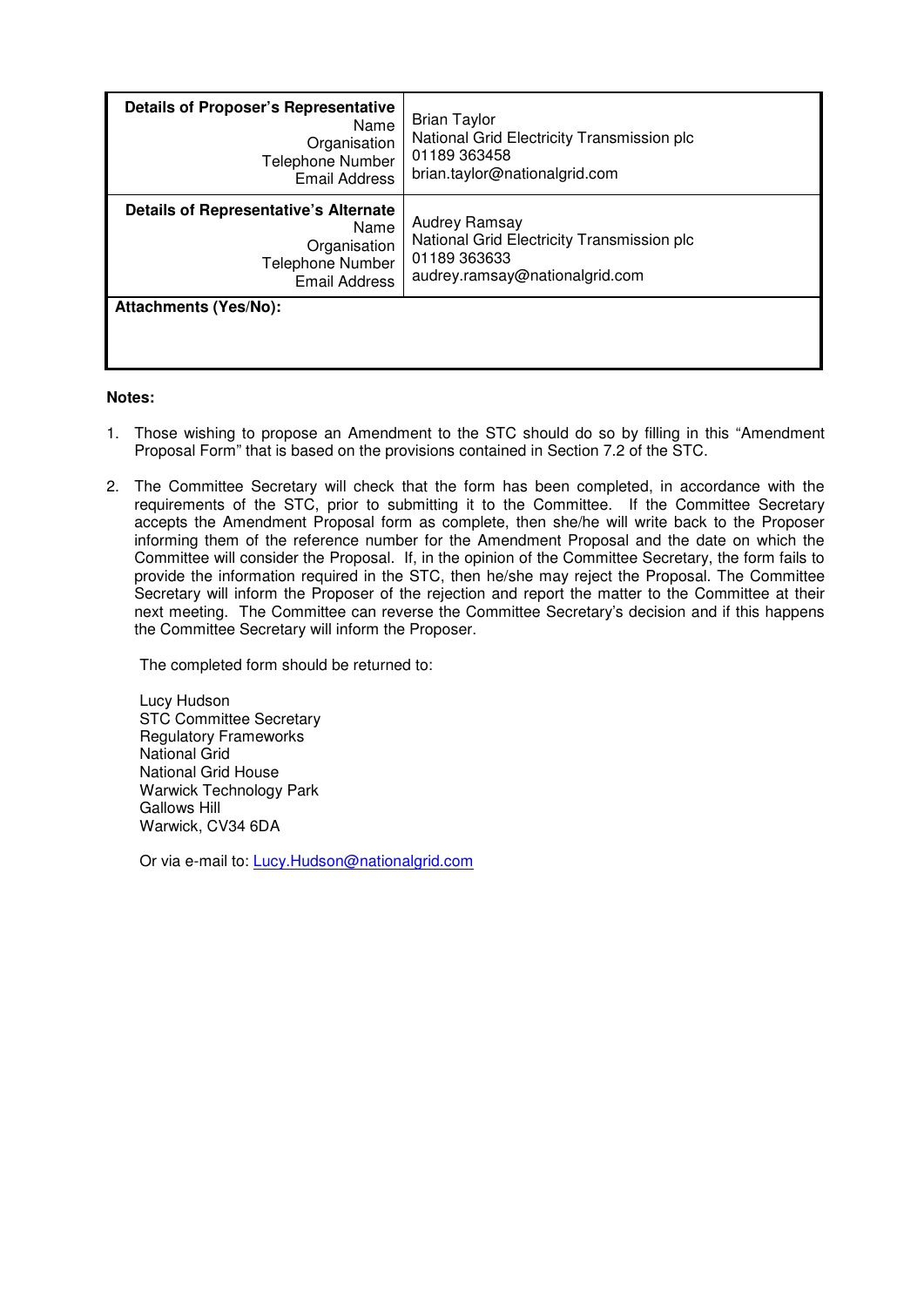| | |
|---|---|
| **Details of Proposer's Representative**<br>Name<br>Organisation<br>Telephone Number<br>Email Address | Brian Taylor<br>National Grid Electricity Transmission plc<br>01189 363458<br>brian.taylor@nationalgrid.com |
| **Details of Representative's Alternate**<br>Name<br>Organisation<br>Telephone Number<br>Email Address | Audrey Ramsay<br>National Grid Electricity Transmission plc<br>01189 363633<br>audrey.ramsay@nationalgrid.com |
| **Attachments (Yes/No):** | |

**Notes:**

1. Those wishing to propose an Amendment to the STC should do so by filling in this "Amendment Proposal Form" that is based on the provisions contained in Section 7.2 of the STC.

2. The Committee Secretary will check that the form has been completed, in accordance with the requirements of the STC, prior to submitting it to the Committee. If the Committee Secretary accepts the Amendment Proposal form as complete, then she/he will write back to the Proposer informing them of the reference number for the Amendment Proposal and the date on which the Committee will consider the Proposal. If, in the opinion of the Committee Secretary, the form fails to provide the information required in the STC, then he/she may reject the Proposal. The Committee Secretary will inform the Proposer of the rejection and report the matter to the Committee at their next meeting. The Committee can reverse the Committee Secretary's decision and if this happens the Committee Secretary will inform the Proposer.

   The completed form should be returned to:

   Lucy Hudson
   STC Committee Secretary
   Regulatory Frameworks
   National Grid
   National Grid House
   Warwick Technology Park
   Gallows Hill
   Warwick, CV34 6DA

   Or via e-mail to: Lucy.Hudson@nationalgrid.com